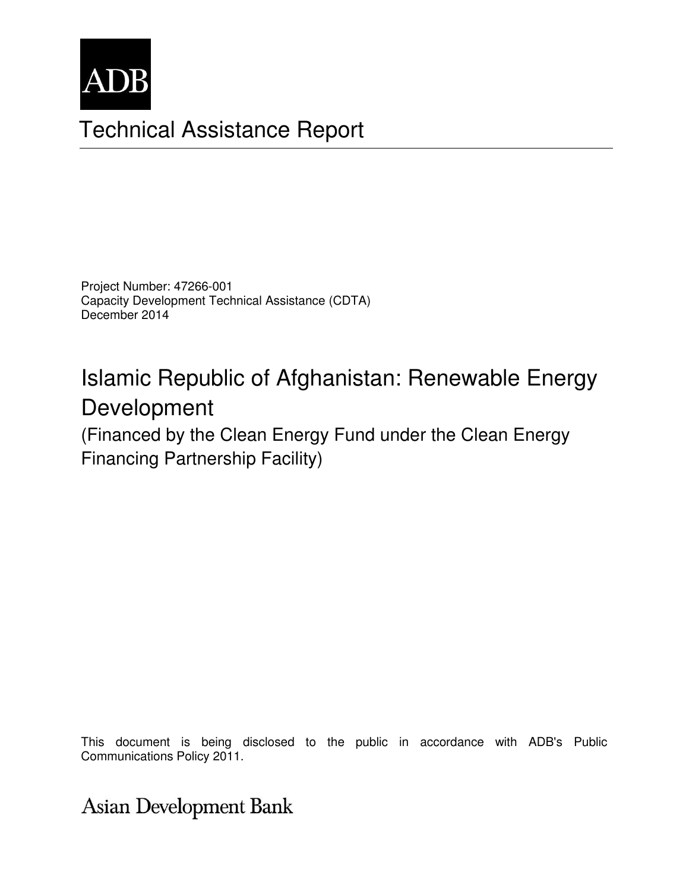ADB

# Technical Assistance Report

Project Number: 47266-001
Capacity Development Technical Assistance (CDTA)
December 2014

## Islamic Republic of Afghanistan: Renewable Energy Development

(Financed by the Clean Energy Fund under the Clean Energy Financing Partnership Facility)

This document is being disclosed to the public in accordance with ADB's Public Communications Policy 2011.

Asian Development Bank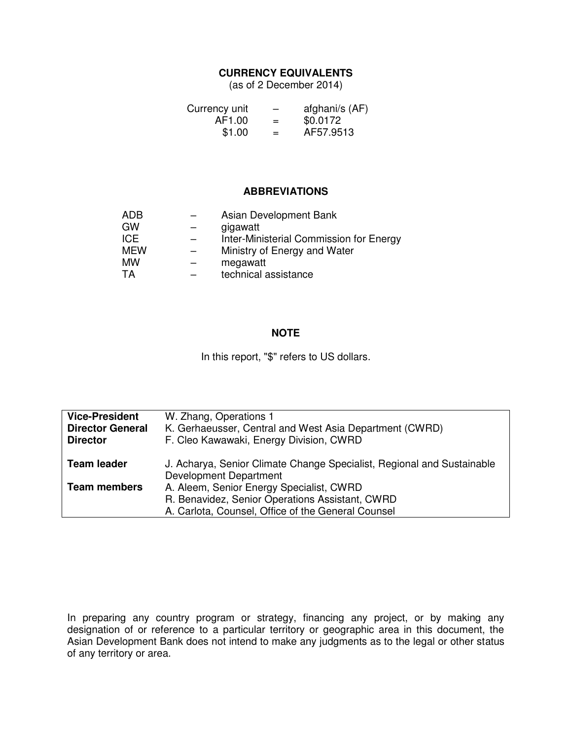## CURRENCY EQUIVALENTS

(as of 2 December 2014)

| | | |
|---|---|---|
| Currency unit | – | afghani/s (AF) |
| AF1.00 | = | $0.0172 |
| $1.00 | = | AF57.9513 |

## ABBREVIATIONS

| | | |
|---|---|---|
| ADB | – | Asian Development Bank |
| GW | – | gigawatt |
| ICE | – | Inter-Ministerial Commission for Energy |
| MEW | – | Ministry of Energy and Water |
| MW | – | megawatt |
| TA | – | technical assistance |

## NOTE

In this report, "$" refers to US dollars.

| | |
|---|---|
| **Vice-President** | W. Zhang, Operations 1 |
| **Director General** | K. Gerhaeusser, Central and West Asia Department (CWRD) |
| **Director** | F. Cleo Kawawaki, Energy Division, CWRD |
| **Team leader** | J. Acharya, Senior Climate Change Specialist, Regional and Sustainable Development Department |
| **Team members** | A. Aleem, Senior Energy Specialist, CWRD |
| | R. Benavidez, Senior Operations Assistant, CWRD |
| | A. Carlota, Counsel, Office of the General Counsel |

In preparing any country program or strategy, financing any project, or by making any designation of or reference to a particular territory or geographic area in this document, the Asian Development Bank does not intend to make any judgments as to the legal or other status of any territory or area.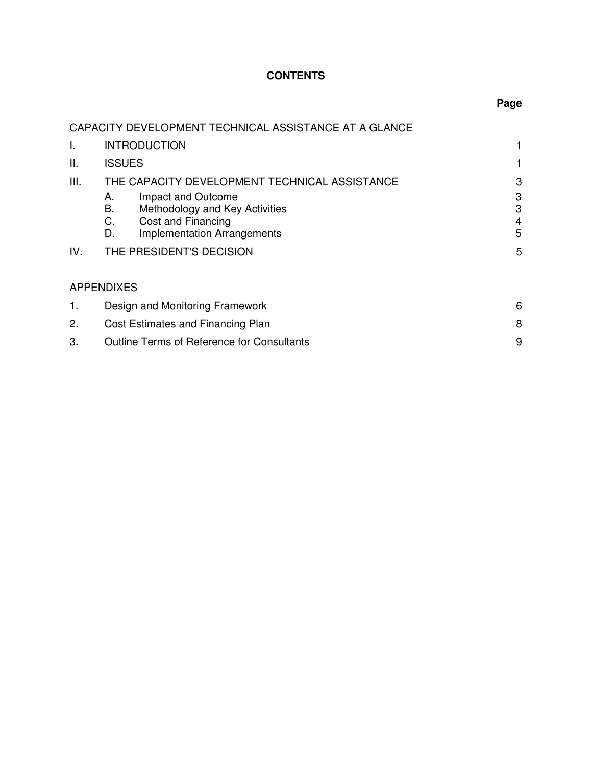# CONTENTS

| | | Page |
|---|---|---|
| CAPACITY DEVELOPMENT TECHNICAL ASSISTANCE AT A GLANCE | | |
| I. | INTRODUCTION | 1 |
| II. | ISSUES | 1 |
| III. | THE CAPACITY DEVELOPMENT TECHNICAL ASSISTANCE | 3 |
| | A. Impact and Outcome | 3 |
| | B. Methodology and Key Activities | 3 |
| | C. Cost and Financing | 4 |
| | D. Implementation Arrangements | 5 |
| IV. | THE PRESIDENT'S DECISION | 5 |

APPENDIXES

| | | |
|---|---|---|
| 1. | Design and Monitoring Framework | 6 |
| 2. | Cost Estimates and Financing Plan | 8 |
| 3. | Outline Terms of Reference for Consultants | 9 |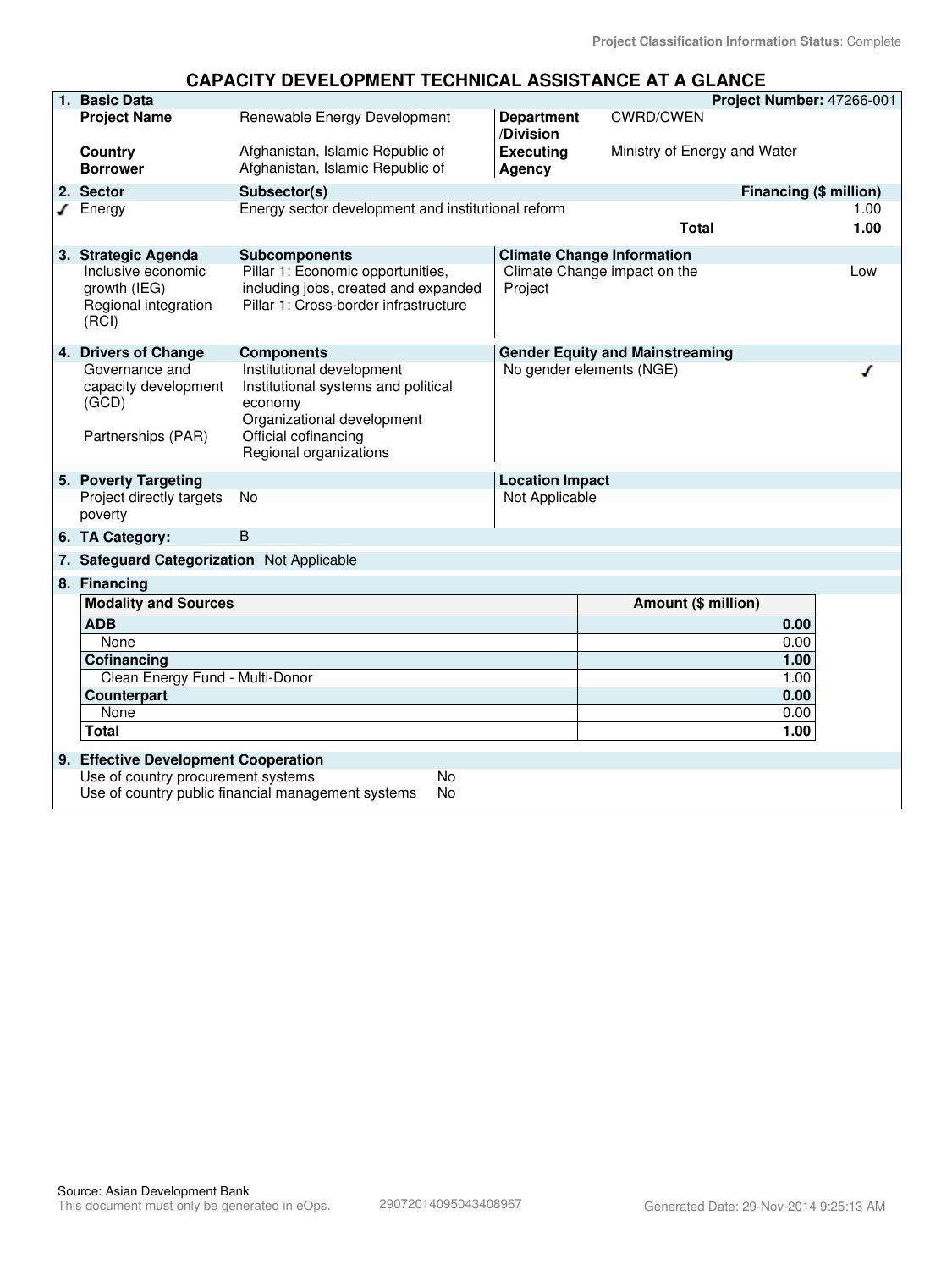Project Classification Information Status: Complete

# CAPACITY DEVELOPMENT TECHNICAL ASSISTANCE AT A GLANCE

## 1. Basic Data

**Project Number:** 47266-001

| | | | |
|---|---|---|---|
| **Project Name** | Renewable Energy Development | **Department /Division** | CWRD/CWEN |
| **Country** | Afghanistan, Islamic Republic of | **Executing Agency** | Ministry of Energy and Water |
| **Borrower** | Afghanistan, Islamic Republic of | | |

## 2. Sector

| Sector | Subsector(s) | Financing ($ million) |
|---|---|---|
| ✓ Energy | Energy sector development and institutional reform | 1.00 |
| | **Total** | **1.00** |

## 3. Strategic Agenda

| Strategic Agenda | Subcomponents |
|---|---|
| Inclusive economic growth (IEG) | Pillar 1: Economic opportunities, including jobs, created and expanded |
| Regional integration (RCI) | Pillar 1: Cross-border infrastructure |

**Climate Change Information**

| | |
|---|---|
| Climate Change impact on the Project | Low |

## 4. Drivers of Change

| Drivers of Change | Components |
|---|---|
| Governance and capacity development (GCD) | Institutional development<br>Institutional systems and political economy<br>Organizational development |
| Partnerships (PAR) | Official cofinancing<br>Regional organizations |

**Gender Equity and Mainstreaming**

| | |
|---|---|
| No gender elements (NGE) | ✓ |

## 5. Poverty Targeting

| | |
|---|---|
| Project directly targets poverty | No |

**Location Impact**

Not Applicable

## 6. TA Category: B

## 7. Safeguard Categorization Not Applicable

## 8. Financing

| Modality and Sources | Amount ($ million) |
|---|---|
| **ADB** | **0.00** |
| None | 0.00 |
| **Cofinancing** | **1.00** |
| Clean Energy Fund - Multi-Donor | 1.00 |
| **Counterpart** | **0.00** |
| None | 0.00 |
| **Total** | **1.00** |

## 9. Effective Development Cooperation

| | |
|---|---|
| Use of country procurement systems | No |
| Use of country public financial management systems | No |

Source: Asian Development Bank
This document must only be generated in eOps. 29072014095043408967 Generated Date: 29-Nov-2014 9:25:13 AM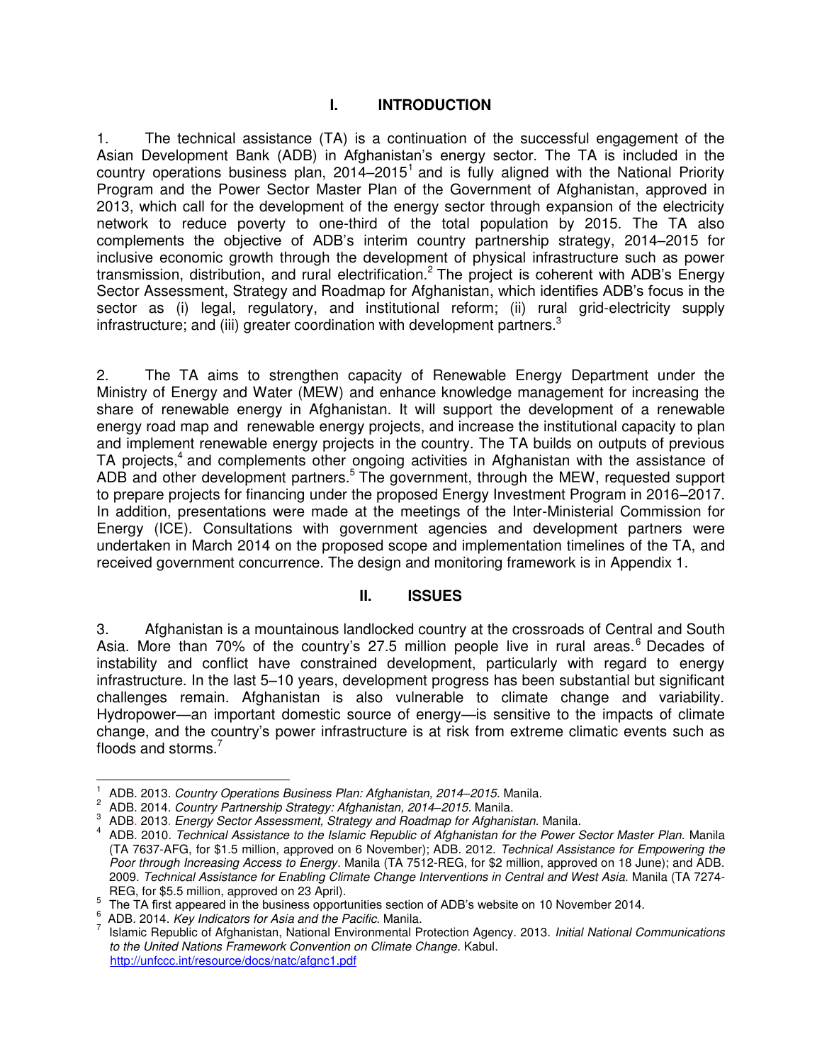# I. INTRODUCTION

1. The technical assistance (TA) is a continuation of the successful engagement of the Asian Development Bank (ADB) in Afghanistan's energy sector. The TA is included in the country operations business plan, 2014–2015[1] and is fully aligned with the National Priority Program and the Power Sector Master Plan of the Government of Afghanistan, approved in 2013, which call for the development of the energy sector through expansion of the electricity network to reduce poverty to one-third of the total population by 2015. The TA also complements the objective of ADB's interim country partnership strategy, 2014–2015 for inclusive economic growth through the development of physical infrastructure such as power transmission, distribution, and rural electrification.[2] The project is coherent with ADB's Energy Sector Assessment, Strategy and Roadmap for Afghanistan, which identifies ADB's focus in the sector as (i) legal, regulatory, and institutional reform; (ii) rural grid-electricity supply infrastructure; and (iii) greater coordination with development partners.[3]

2. The TA aims to strengthen capacity of Renewable Energy Department under the Ministry of Energy and Water (MEW) and enhance knowledge management for increasing the share of renewable energy in Afghanistan. It will support the development of a renewable energy road map and renewable energy projects, and increase the institutional capacity to plan and implement renewable energy projects in the country. The TA builds on outputs of previous TA projects,[4] and complements other ongoing activities in Afghanistan with the assistance of ADB and other development partners.[5] The government, through the MEW, requested support to prepare projects for financing under the proposed Energy Investment Program in 2016–2017. In addition, presentations were made at the meetings of the Inter-Ministerial Commission for Energy (ICE). Consultations with government agencies and development partners were undertaken in March 2014 on the proposed scope and implementation timelines of the TA, and received government concurrence. The design and monitoring framework is in Appendix 1.

# II. ISSUES

3. Afghanistan is a mountainous landlocked country at the crossroads of Central and South Asia. More than 70% of the country's 27.5 million people live in rural areas.[6] Decades of instability and conflict have constrained development, particularly with regard to energy infrastructure. In the last 5–10 years, development progress has been substantial but significant challenges remain. Afghanistan is also vulnerable to climate change and variability. Hydropower—an important domestic source of energy—is sensitive to the impacts of climate change, and the country's power infrastructure is at risk from extreme climatic events such as floods and storms.[7]

---

[1] ADB. 2013. *Country Operations Business Plan: Afghanistan, 2014–2015.* Manila.

[2] ADB. 2014. *Country Partnership Strategy: Afghanistan, 2014–2015.* Manila.

[3] ADB. 2013. *Energy Sector Assessment, Strategy and Roadmap for Afghanistan.* Manila.

[4] ADB. 2010. *Technical Assistance to the Islamic Republic of Afghanistan for the Power Sector Master Plan.* Manila (TA 7637-AFG, for $1.5 million, approved on 6 November); ADB. 2012. *Technical Assistance for Empowering the Poor through Increasing Access to Energy.* Manila (TA 7512-REG, for $2 million, approved on 18 June); and ADB. 2009. *Technical Assistance for Enabling Climate Change Interventions in Central and West Asia.* Manila (TA 7274-REG, for $5.5 million, approved on 23 April).

[5] The TA first appeared in the business opportunities section of ADB's website on 10 November 2014.

[6] ADB. 2014. *Key Indicators for Asia and the Pacific.* Manila.

[7] Islamic Republic of Afghanistan, National Environmental Protection Agency. 2013. *Initial National Communications to the United Nations Framework Convention on Climate Change.* Kabul. http://unfccc.int/resource/docs/natc/afgnc1.pdf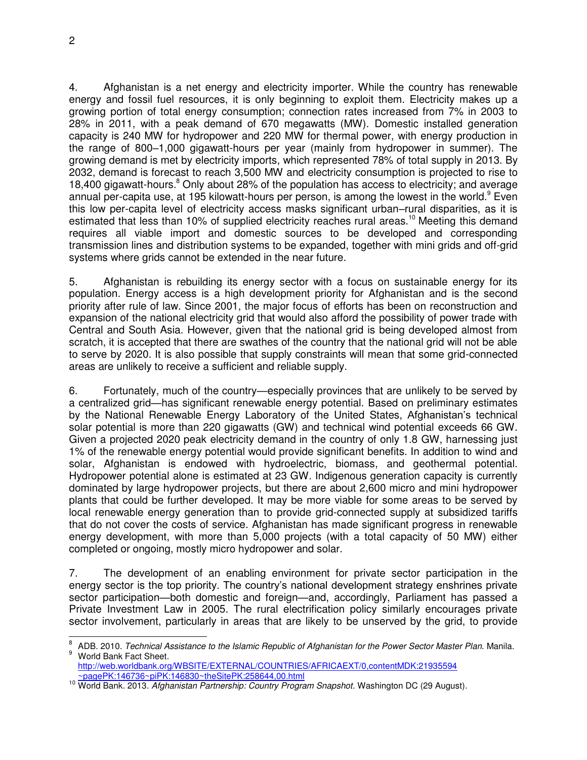4. Afghanistan is a net energy and electricity importer. While the country has renewable energy and fossil fuel resources, it is only beginning to exploit them. Electricity makes up a growing portion of total energy consumption; connection rates increased from 7% in 2003 to 28% in 2011, with a peak demand of 670 megawatts (MW). Domestic installed generation capacity is 240 MW for hydropower and 220 MW for thermal power, with energy production in the range of 800–1,000 gigawatt-hours per year (mainly from hydropower in summer). The growing demand is met by electricity imports, which represented 78% of total supply in 2013. By 2032, demand is forecast to reach 3,500 MW and electricity consumption is projected to rise to 18,400 gigawatt-hours.[8] Only about 28% of the population has access to electricity; and average annual per-capita use, at 195 kilowatt-hours per person, is among the lowest in the world.[9] Even this low per-capita level of electricity access masks significant urban–rural disparities, as it is estimated that less than 10% of supplied electricity reaches rural areas.[10] Meeting this demand requires all viable import and domestic sources to be developed and corresponding transmission lines and distribution systems to be expanded, together with mini grids and off-grid systems where grids cannot be extended in the near future.

5. Afghanistan is rebuilding its energy sector with a focus on sustainable energy for its population. Energy access is a high development priority for Afghanistan and is the second priority after rule of law. Since 2001, the major focus of efforts has been on reconstruction and expansion of the national electricity grid that would also afford the possibility of power trade with Central and South Asia. However, given that the national grid is being developed almost from scratch, it is accepted that there are swathes of the country that the national grid will not be able to serve by 2020. It is also possible that supply constraints will mean that some grid-connected areas are unlikely to receive a sufficient and reliable supply.

6. Fortunately, much of the country—especially provinces that are unlikely to be served by a centralized grid—has significant renewable energy potential. Based on preliminary estimates by the National Renewable Energy Laboratory of the United States, Afghanistan's technical solar potential is more than 220 gigawatts (GW) and technical wind potential exceeds 66 GW. Given a projected 2020 peak electricity demand in the country of only 1.8 GW, harnessing just 1% of the renewable energy potential would provide significant benefits. In addition to wind and solar, Afghanistan is endowed with hydroelectric, biomass, and geothermal potential. Hydropower potential alone is estimated at 23 GW. Indigenous generation capacity is currently dominated by large hydropower projects, but there are about 2,600 micro and mini hydropower plants that could be further developed. It may be more viable for some areas to be served by local renewable energy generation than to provide grid-connected supply at subsidized tariffs that do not cover the costs of service. Afghanistan has made significant progress in renewable energy development, with more than 5,000 projects (with a total capacity of 50 MW) either completed or ongoing, mostly micro hydropower and solar.

7. The development of an enabling environment for private sector participation in the energy sector is the top priority. The country's national development strategy enshrines private sector participation—both domestic and foreign—and, accordingly, Parliament has passed a Private Investment Law in 2005. The rural electrification policy similarly encourages private sector involvement, particularly in areas that are likely to be unserved by the grid, to provide

---

[8] ADB. 2010. *Technical Assistance to the Islamic Republic of Afghanistan for the Power Sector Master Plan.* Manila.

[9] World Bank Fact Sheet. http://web.worldbank.org/WBSITE/EXTERNAL/COUNTRIES/AFRICAEXT/0,,contentMDK:21935594~pagePK:146736~piPK:146830~theSitePK:258644,00.html

[10] World Bank. 2013. *Afghanistan Partnership: Country Program Snapshot.* Washington DC (29 August).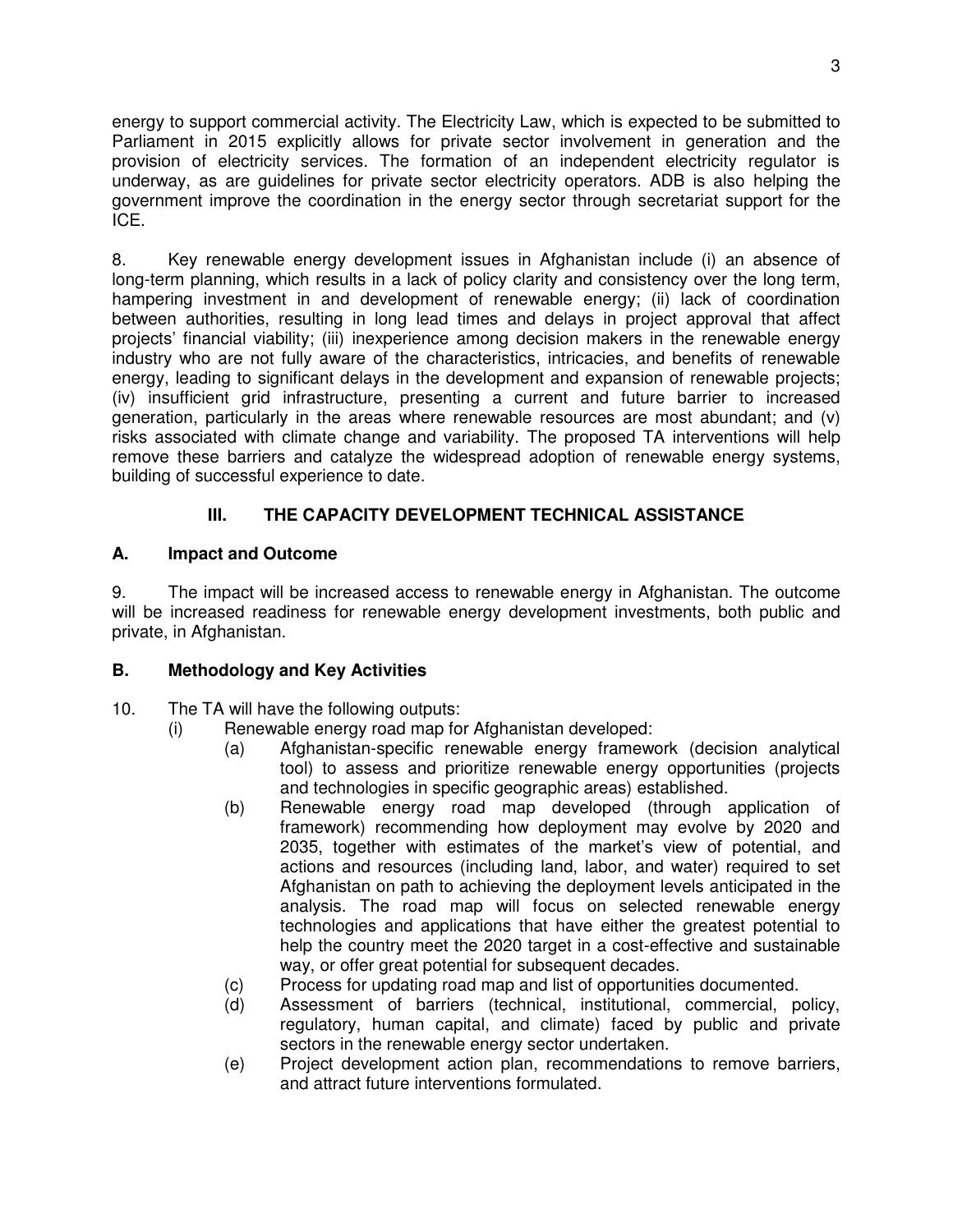energy to support commercial activity. The Electricity Law, which is expected to be submitted to Parliament in 2015 explicitly allows for private sector involvement in generation and the provision of electricity services. The formation of an independent electricity regulator is underway, as are guidelines for private sector electricity operators. ADB is also helping the government improve the coordination in the energy sector through secretariat support for the ICE.

8. Key renewable energy development issues in Afghanistan include (i) an absence of long-term planning, which results in a lack of policy clarity and consistency over the long term, hampering investment in and development of renewable energy; (ii) lack of coordination between authorities, resulting in long lead times and delays in project approval that affect projects' financial viability; (iii) inexperience among decision makers in the renewable energy industry who are not fully aware of the characteristics, intricacies, and benefits of renewable energy, leading to significant delays in the development and expansion of renewable projects; (iv) insufficient grid infrastructure, presenting a current and future barrier to increased generation, particularly in the areas where renewable resources are most abundant; and (v) risks associated with climate change and variability. The proposed TA interventions will help remove these barriers and catalyze the widespread adoption of renewable energy systems, building of successful experience to date.

## III. THE CAPACITY DEVELOPMENT TECHNICAL ASSISTANCE

### A. Impact and Outcome

9. The impact will be increased access to renewable energy in Afghanistan. The outcome will be increased readiness for renewable energy development investments, both public and private, in Afghanistan.

### B. Methodology and Key Activities

10. The TA will have the following outputs:

- (i) Renewable energy road map for Afghanistan developed:
  - (a) Afghanistan-specific renewable energy framework (decision analytical tool) to assess and prioritize renewable energy opportunities (projects and technologies in specific geographic areas) established.
  - (b) Renewable energy road map developed (through application of framework) recommending how deployment may evolve by 2020 and 2035, together with estimates of the market's view of potential, and actions and resources (including land, labor, and water) required to set Afghanistan on path to achieving the deployment levels anticipated in the analysis. The road map will focus on selected renewable energy technologies and applications that have either the greatest potential to help the country meet the 2020 target in a cost-effective and sustainable way, or offer great potential for subsequent decades.
  - (c) Process for updating road map and list of opportunities documented.
  - (d) Assessment of barriers (technical, institutional, commercial, policy, regulatory, human capital, and climate) faced by public and private sectors in the renewable energy sector undertaken.
  - (e) Project development action plan, recommendations to remove barriers, and attract future interventions formulated.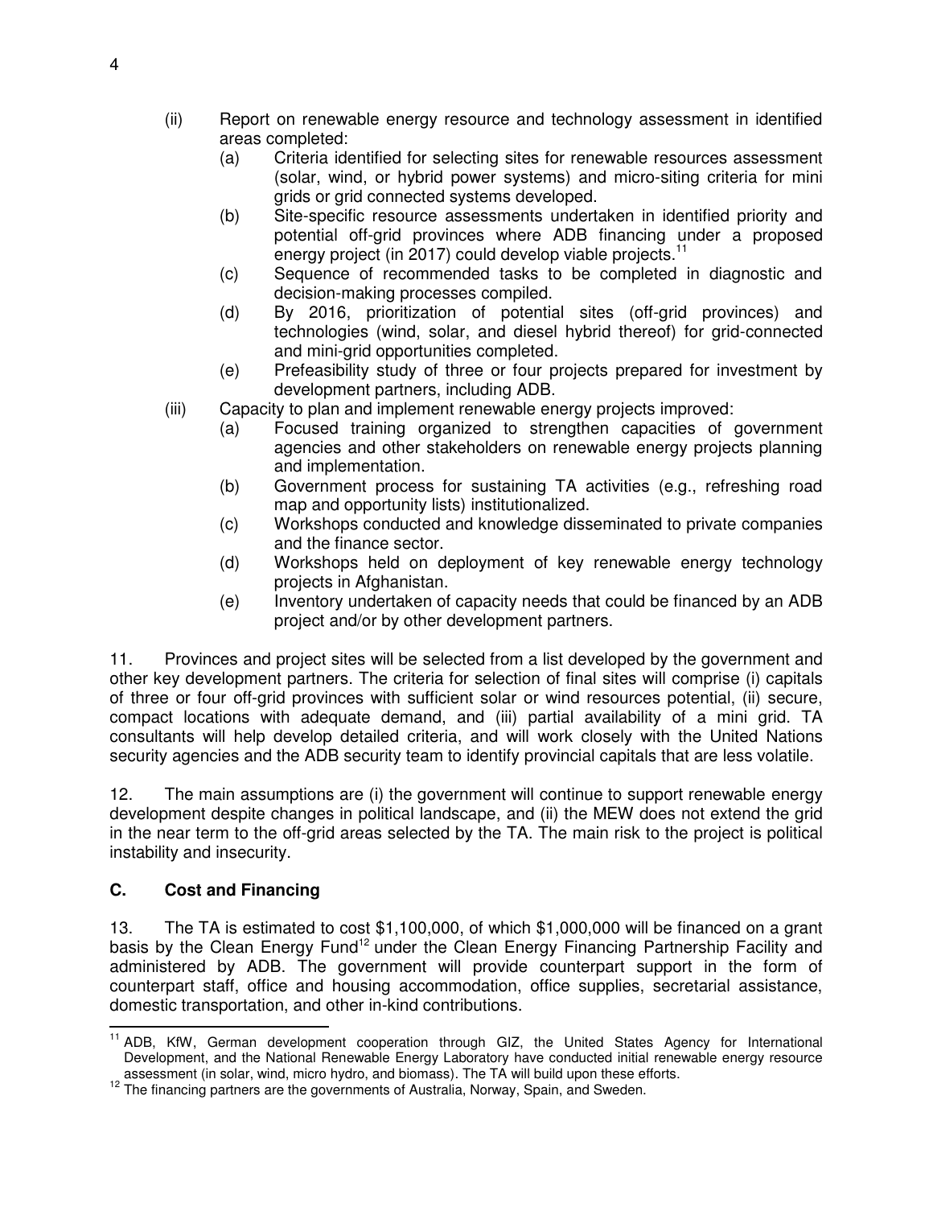(ii) Report on renewable energy resource and technology assessment in identified areas completed:
   - (a) Criteria identified for selecting sites for renewable resources assessment (solar, wind, or hybrid power systems) and micro-siting criteria for mini grids or grid connected systems developed.
   - (b) Site-specific resource assessments undertaken in identified priority and potential off-grid provinces where ADB financing under a proposed energy project (in 2017) could develop viable projects.[11]
   - (c) Sequence of recommended tasks to be completed in diagnostic and decision-making processes compiled.
   - (d) By 2016, prioritization of potential sites (off-grid provinces) and technologies (wind, solar, and diesel hybrid thereof) for grid-connected and mini-grid opportunities completed.
   - (e) Prefeasibility study of three or four projects prepared for investment by development partners, including ADB.

(iii) Capacity to plan and implement renewable energy projects improved:
   - (a) Focused training organized to strengthen capacities of government agencies and other stakeholders on renewable energy projects planning and implementation.
   - (b) Government process for sustaining TA activities (e.g., refreshing road map and opportunity lists) institutionalized.
   - (c) Workshops conducted and knowledge disseminated to private companies and the finance sector.
   - (d) Workshops held on deployment of key renewable energy technology projects in Afghanistan.
   - (e) Inventory undertaken of capacity needs that could be financed by an ADB project and/or by other development partners.

11. Provinces and project sites will be selected from a list developed by the government and other key development partners. The criteria for selection of final sites will comprise (i) capitals of three or four off-grid provinces with sufficient solar or wind resources potential, (ii) secure, compact locations with adequate demand, and (iii) partial availability of a mini grid. TA consultants will help develop detailed criteria, and will work closely with the United Nations security agencies and the ADB security team to identify provincial capitals that are less volatile.

12. The main assumptions are (i) the government will continue to support renewable energy development despite changes in political landscape, and (ii) the MEW does not extend the grid in the near term to the off-grid areas selected by the TA. The main risk to the project is political instability and insecurity.

## C. Cost and Financing

13. The TA is estimated to cost $1,100,000, of which $1,000,000 will be financed on a grant basis by the Clean Energy Fund[12] under the Clean Energy Financing Partnership Facility and administered by ADB. The government will provide counterpart support in the form of counterpart staff, office and housing accommodation, office supplies, secretarial assistance, domestic transportation, and other in-kind contributions.

---

[11] ADB, KfW, German development cooperation through GIZ, the United States Agency for International Development, and the National Renewable Energy Laboratory have conducted initial renewable energy resource assessment (in solar, wind, micro hydro, and biomass). The TA will build upon these efforts.

[12] The financing partners are the governments of Australia, Norway, Spain, and Sweden.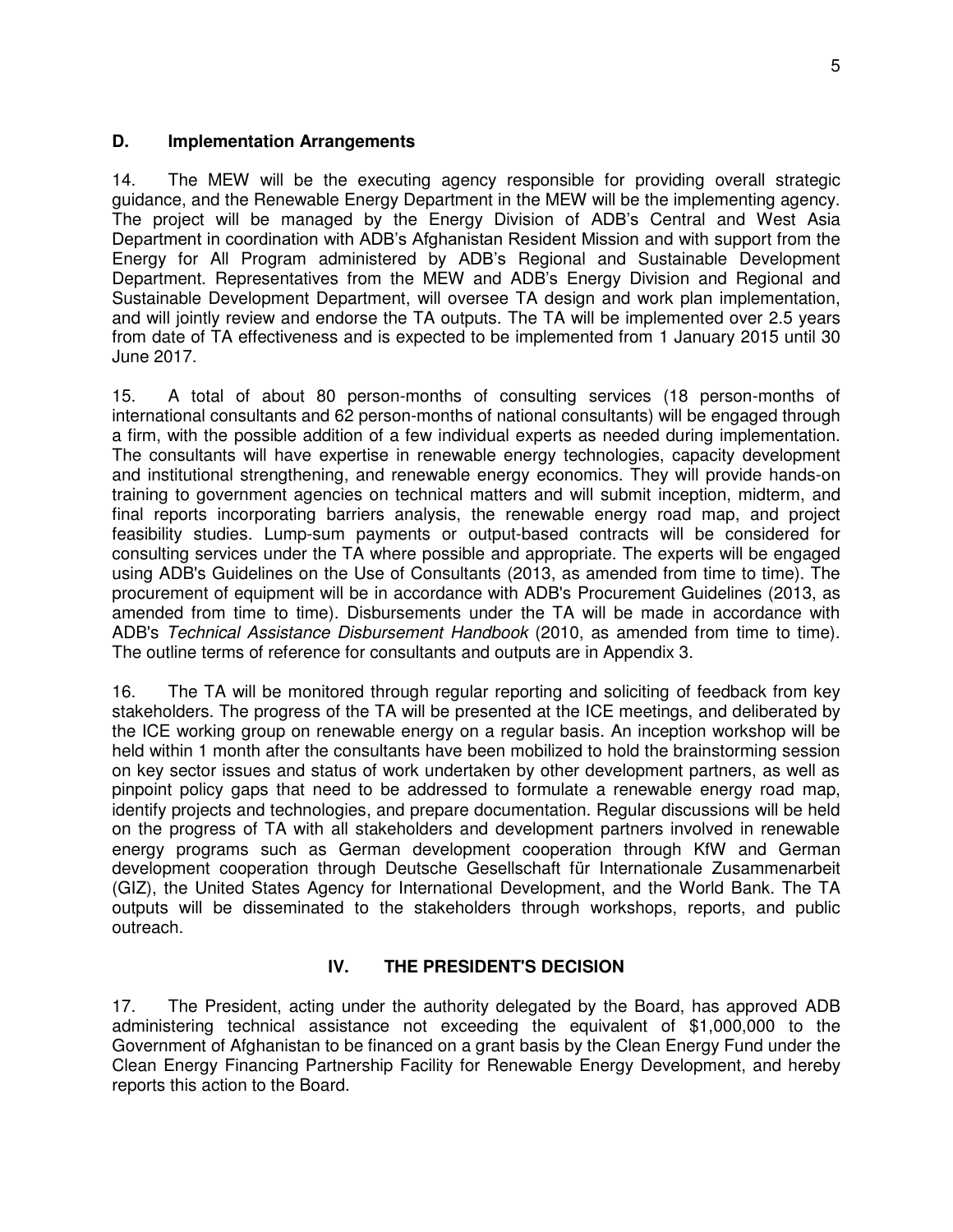### D. Implementation Arrangements

14. The MEW will be the executing agency responsible for providing overall strategic guidance, and the Renewable Energy Department in the MEW will be the implementing agency. The project will be managed by the Energy Division of ADB's Central and West Asia Department in coordination with ADB's Afghanistan Resident Mission and with support from the Energy for All Program administered by ADB's Regional and Sustainable Development Department. Representatives from the MEW and ADB's Energy Division and Regional and Sustainable Development Department, will oversee TA design and work plan implementation, and will jointly review and endorse the TA outputs. The TA will be implemented over 2.5 years from date of TA effectiveness and is expected to be implemented from 1 January 2015 until 30 June 2017.

15. A total of about 80 person-months of consulting services (18 person-months of international consultants and 62 person-months of national consultants) will be engaged through a firm, with the possible addition of a few individual experts as needed during implementation. The consultants will have expertise in renewable energy technologies, capacity development and institutional strengthening, and renewable energy economics. They will provide hands-on training to government agencies on technical matters and will submit inception, midterm, and final reports incorporating barriers analysis, the renewable energy road map, and project feasibility studies. Lump-sum payments or output-based contracts will be considered for consulting services under the TA where possible and appropriate. The experts will be engaged using ADB's Guidelines on the Use of Consultants (2013, as amended from time to time). The procurement of equipment will be in accordance with ADB's Procurement Guidelines (2013, as amended from time to time). Disbursements under the TA will be made in accordance with ADB's *Technical Assistance Disbursement Handbook* (2010, as amended from time to time). The outline terms of reference for consultants and outputs are in Appendix 3.

16. The TA will be monitored through regular reporting and soliciting of feedback from key stakeholders. The progress of the TA will be presented at the ICE meetings, and deliberated by the ICE working group on renewable energy on a regular basis. An inception workshop will be held within 1 month after the consultants have been mobilized to hold the brainstorming session on key sector issues and status of work undertaken by other development partners, as well as pinpoint policy gaps that need to be addressed to formulate a renewable energy road map, identify projects and technologies, and prepare documentation. Regular discussions will be held on the progress of TA with all stakeholders and development partners involved in renewable energy programs such as German development cooperation through KfW and German development cooperation through Deutsche Gesellschaft für Internationale Zusammenarbeit (GIZ), the United States Agency for International Development, and the World Bank. The TA outputs will be disseminated to the stakeholders through workshops, reports, and public outreach.

## IV. THE PRESIDENT'S DECISION

17. The President, acting under the authority delegated by the Board, has approved ADB administering technical assistance not exceeding the equivalent of $1,000,000 to the Government of Afghanistan to be financed on a grant basis by the Clean Energy Fund under the Clean Energy Financing Partnership Facility for Renewable Energy Development, and hereby reports this action to the Board.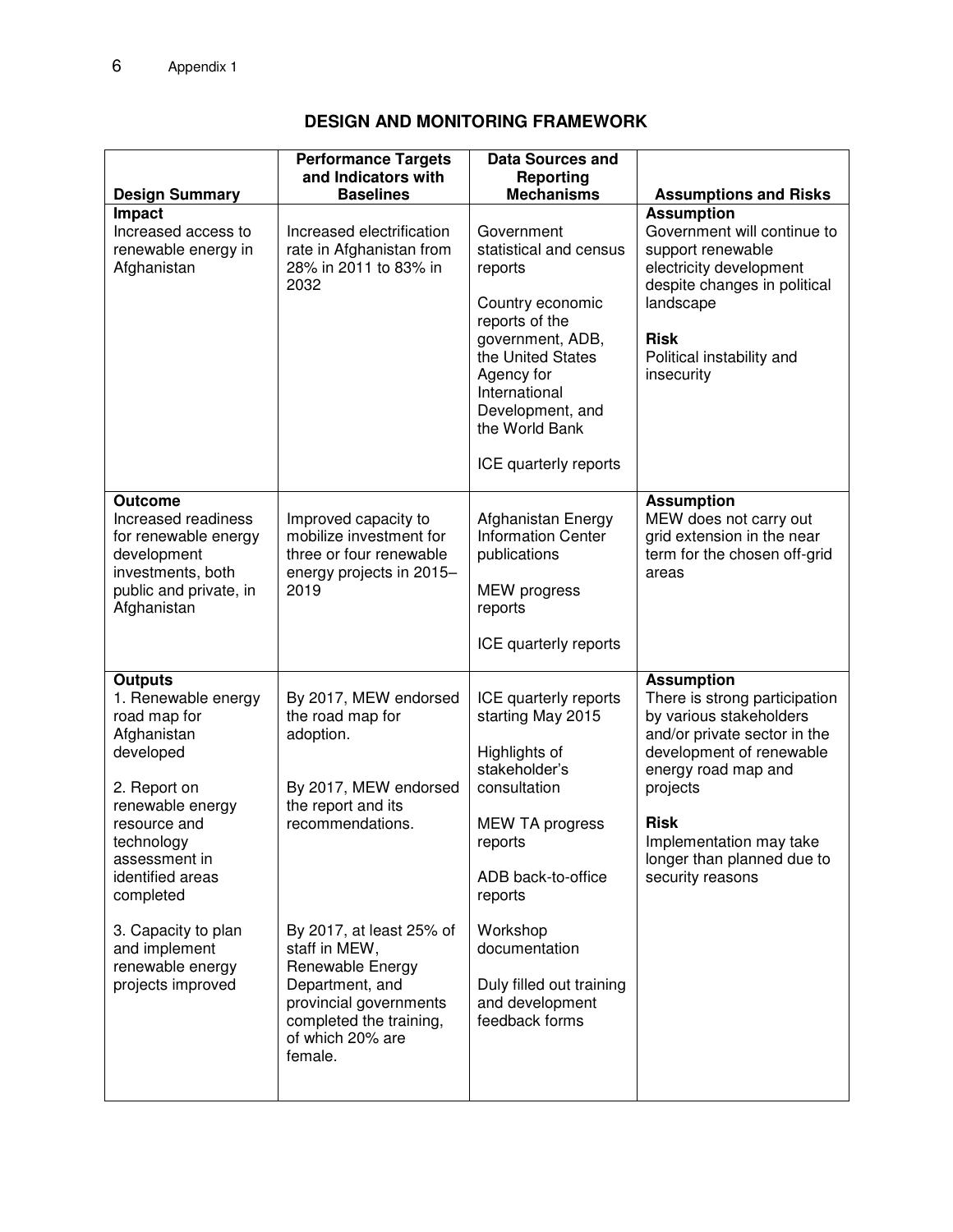## DESIGN AND MONITORING FRAMEWORK

| Design Summary | Performance Targets and Indicators with Baselines | Data Sources and Reporting Mechanisms | Assumptions and Risks |
|---|---|---|---|
| **Impact**<br>Increased access to renewable energy in Afghanistan | Increased electrification rate in Afghanistan from 28% in 2011 to 83% in 2032 | Government statistical and census reports<br><br>Country economic reports of the government, ADB, the United States Agency for International Development, and the World Bank<br><br>ICE quarterly reports | **Assumption**<br>Government will continue to support renewable electricity development despite changes in political landscape<br><br>**Risk**<br>Political instability and insecurity |
| **Outcome**<br>Increased readiness for renewable energy development investments, both public and private, in Afghanistan | Improved capacity to mobilize investment for three or four renewable energy projects in 2015–2019 | Afghanistan Energy Information Center publications<br><br>MEW progress reports<br><br>ICE quarterly reports | **Assumption**<br>MEW does not carry out grid extension in the near term for the chosen off-grid areas |
| **Outputs**<br>1. Renewable energy road map for Afghanistan developed<br><br>2. Report on renewable energy resource and technology assessment in identified areas completed<br><br>3. Capacity to plan and implement renewable energy projects improved | By 2017, MEW endorsed the road map for adoption.<br><br>By 2017, MEW endorsed the report and its recommendations.<br><br>By 2017, at least 25% of staff in MEW, Renewable Energy Department, and provincial governments completed the training, of which 20% are female. | ICE quarterly reports starting May 2015<br><br>Highlights of stakeholder's consultation<br><br>MEW TA progress reports<br><br>ADB back-to-office reports<br><br>Workshop documentation<br><br>Duly filled out training and development feedback forms | **Assumption**<br>There is strong participation by various stakeholders and/or private sector in the development of renewable energy road map and projects<br><br>**Risk**<br>Implementation may take longer than planned due to security reasons |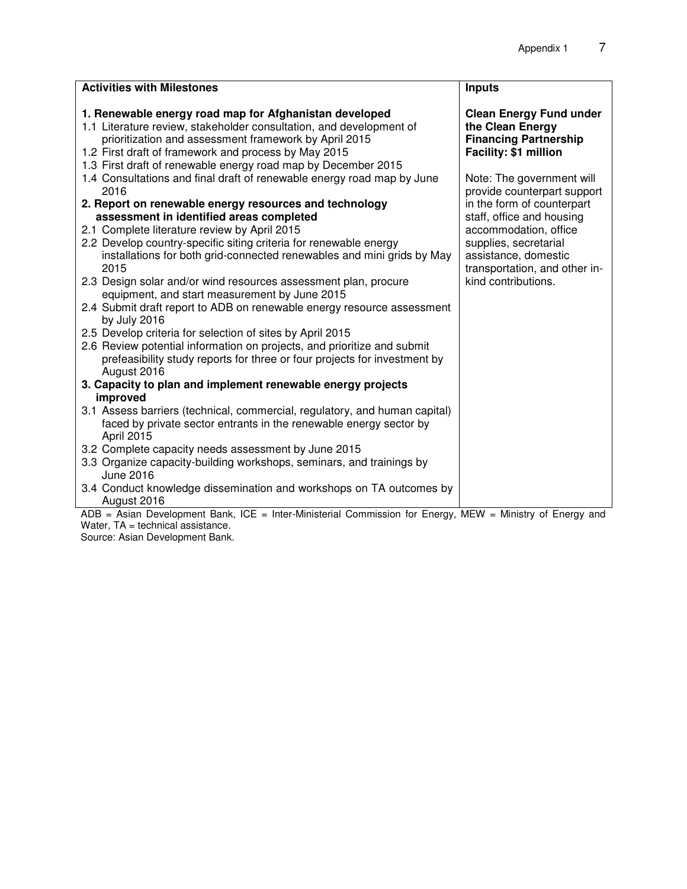| Activities with Milestones | Inputs |
| --- | --- |
| **1. Renewable energy road map for Afghanistan developed**<br>1.1 Literature review, stakeholder consultation, and development of prioritization and assessment framework by April 2015<br>1.2 First draft of framework and process by May 2015<br>1.3 First draft of renewable energy road map by December 2015<br>1.4 Consultations and final draft of renewable energy road map by June 2016<br>**2. Report on renewable energy resources and technology assessment in identified areas completed**<br>2.1 Complete literature review by April 2015<br>2.2 Develop country-specific siting criteria for renewable energy installations for both grid-connected renewables and mini grids by May 2015<br>2.3 Design solar and/or wind resources assessment plan, procure equipment, and start measurement by June 2015<br>2.4 Submit draft report to ADB on renewable energy resource assessment by July 2016<br>2.5 Develop criteria for selection of sites by April 2015<br>2.6 Review potential information on projects, and prioritize and submit prefeasibility study reports for three or four projects for investment by August 2016<br>**3. Capacity to plan and implement renewable energy projects improved**<br>3.1 Assess barriers (technical, commercial, regulatory, and human capital) faced by private sector entrants in the renewable energy sector by April 2015<br>3.2 Complete capacity needs assessment by June 2015<br>3.3 Organize capacity-building workshops, seminars, and trainings by June 2016<br>3.4 Conduct knowledge dissemination and workshops on TA outcomes by August 2016 | **Clean Energy Fund under the Clean Energy Financing Partnership Facility: $1 million**<br><br>Note: The government will provide counterpart support in the form of counterpart staff, office and housing accommodation, office supplies, secretarial assistance, domestic transportation, and other in-kind contributions. |

ADB = Asian Development Bank, ICE = Inter-Ministerial Commission for Energy, MEW = Ministry of Energy and Water, TA = technical assistance.
Source: Asian Development Bank.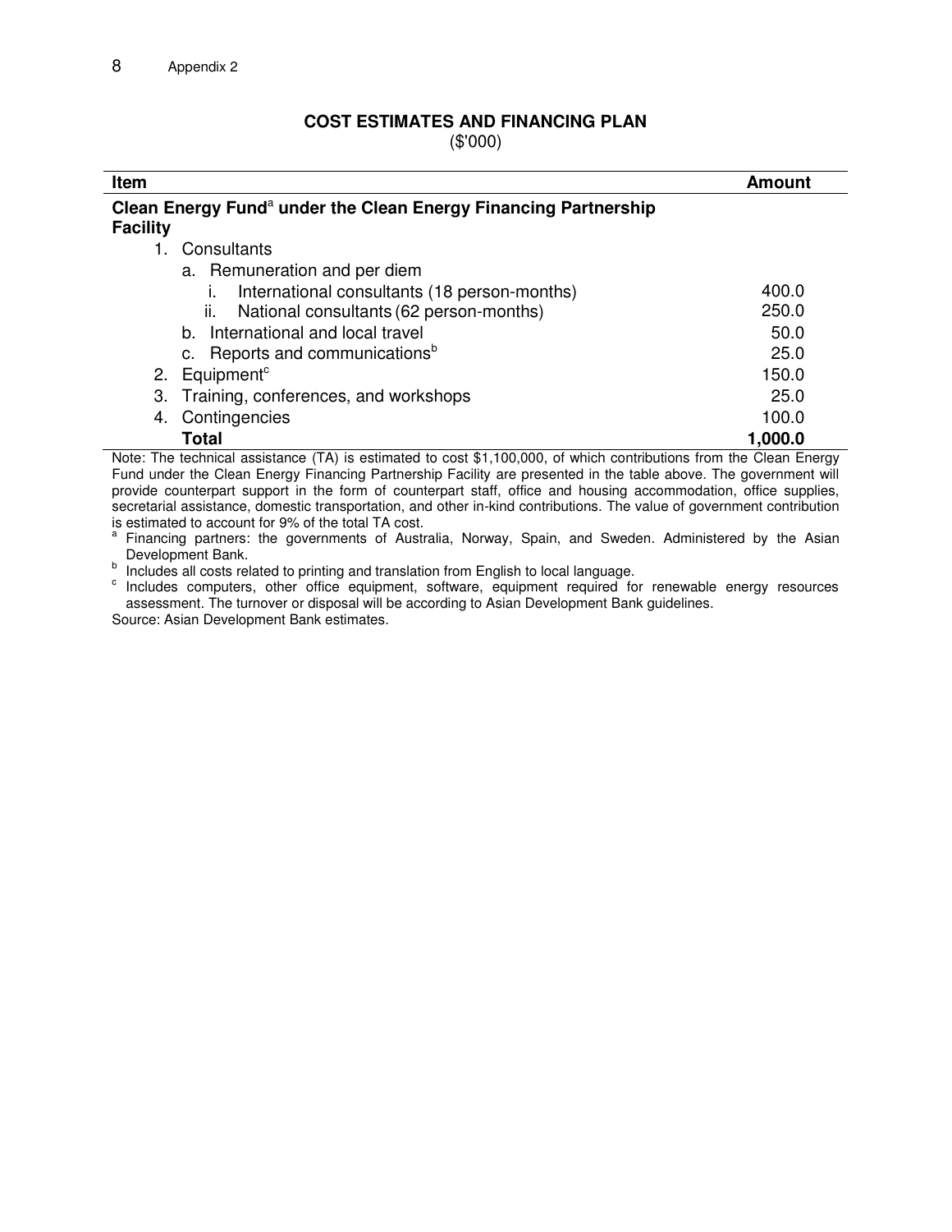## COST ESTIMATES AND FINANCING PLAN

($'000)

| Item | Amount |
|---|---|
| **Clean Energy Fund[a] under the Clean Energy Financing Partnership Facility** | |
| 1. Consultants | |
| a. Remuneration and per diem | |
| i. International consultants (18 person-months) | 400.0 |
| ii. National consultants (62 person-months) | 250.0 |
| b. International and local travel | 50.0 |
| c. Reports and communications[b] | 25.0 |
| 2. Equipment[c] | 150.0 |
| 3. Training, conferences, and workshops | 25.0 |
| 4. Contingencies | 100.0 |
| **Total** | **1,000.0** |

Note: The technical assistance (TA) is estimated to cost $1,100,000, of which contributions from the Clean Energy Fund under the Clean Energy Financing Partnership Facility are presented in the table above. The government will provide counterpart support in the form of counterpart staff, office and housing accommodation, office supplies, secretarial assistance, domestic transportation, and other in-kind contributions. The value of government contribution is estimated to account for 9% of the total TA cost.

[a] Financing partners: the governments of Australia, Norway, Spain, and Sweden. Administered by the Asian Development Bank.

[b] Includes all costs related to printing and translation from English to local language.

[c] Includes computers, other office equipment, software, equipment required for renewable energy resources assessment. The turnover or disposal will be according to Asian Development Bank guidelines.

Source: Asian Development Bank estimates.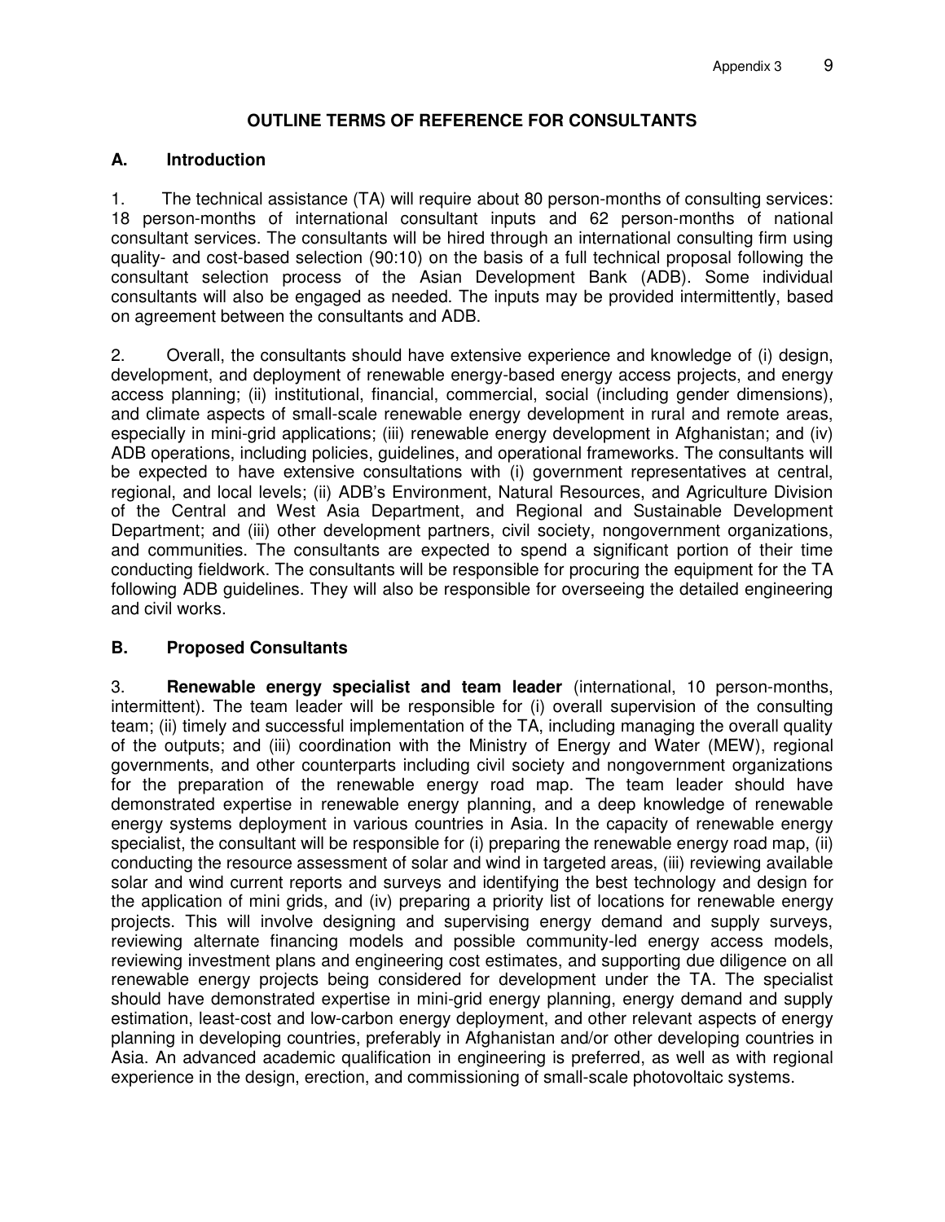# OUTLINE TERMS OF REFERENCE FOR CONSULTANTS

## A. Introduction

1. The technical assistance (TA) will require about 80 person-months of consulting services: 18 person-months of international consultant inputs and 62 person-months of national consultant services. The consultants will be hired through an international consulting firm using quality- and cost-based selection (90:10) on the basis of a full technical proposal following the consultant selection process of the Asian Development Bank (ADB). Some individual consultants will also be engaged as needed. The inputs may be provided intermittently, based on agreement between the consultants and ADB.

2. Overall, the consultants should have extensive experience and knowledge of (i) design, development, and deployment of renewable energy-based energy access projects, and energy access planning; (ii) institutional, financial, commercial, social (including gender dimensions), and climate aspects of small-scale renewable energy development in rural and remote areas, especially in mini-grid applications; (iii) renewable energy development in Afghanistan; and (iv) ADB operations, including policies, guidelines, and operational frameworks. The consultants will be expected to have extensive consultations with (i) government representatives at central, regional, and local levels; (ii) ADB's Environment, Natural Resources, and Agriculture Division of the Central and West Asia Department, and Regional and Sustainable Development Department; and (iii) other development partners, civil society, nongovernment organizations, and communities. The consultants are expected to spend a significant portion of their time conducting fieldwork. The consultants will be responsible for procuring the equipment for the TA following ADB guidelines. They will also be responsible for overseeing the detailed engineering and civil works.

## B. Proposed Consultants

3. **Renewable energy specialist and team leader** (international, 10 person-months, intermittent). The team leader will be responsible for (i) overall supervision of the consulting team; (ii) timely and successful implementation of the TA, including managing the overall quality of the outputs; and (iii) coordination with the Ministry of Energy and Water (MEW), regional governments, and other counterparts including civil society and nongovernment organizations for the preparation of the renewable energy road map. The team leader should have demonstrated expertise in renewable energy planning, and a deep knowledge of renewable energy systems deployment in various countries in Asia. In the capacity of renewable energy specialist, the consultant will be responsible for (i) preparing the renewable energy road map, (ii) conducting the resource assessment of solar and wind in targeted areas, (iii) reviewing available solar and wind current reports and surveys and identifying the best technology and design for the application of mini grids, and (iv) preparing a priority list of locations for renewable energy projects. This will involve designing and supervising energy demand and supply surveys, reviewing alternate financing models and possible community-led energy access models, reviewing investment plans and engineering cost estimates, and supporting due diligence on all renewable energy projects being considered for development under the TA. The specialist should have demonstrated expertise in mini-grid energy planning, energy demand and supply estimation, least-cost and low-carbon energy deployment, and other relevant aspects of energy planning in developing countries, preferably in Afghanistan and/or other developing countries in Asia. An advanced academic qualification in engineering is preferred, as well as with regional experience in the design, erection, and commissioning of small-scale photovoltaic systems.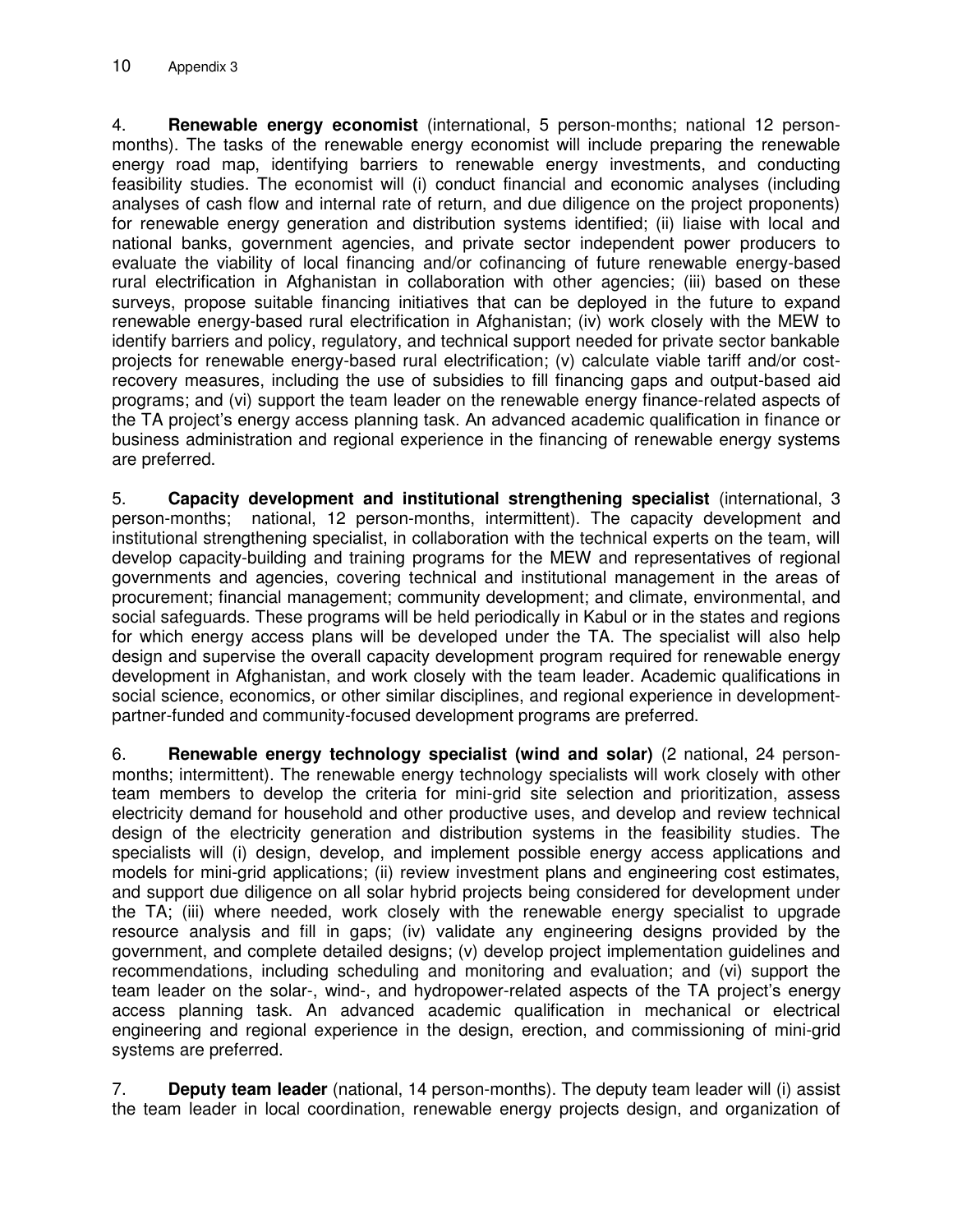4. **Renewable energy economist** (international, 5 person-months; national 12 person-months). The tasks of the renewable energy economist will include preparing the renewable energy road map, identifying barriers to renewable energy investments, and conducting feasibility studies. The economist will (i) conduct financial and economic analyses (including analyses of cash flow and internal rate of return, and due diligence on the project proponents) for renewable energy generation and distribution systems identified; (ii) liaise with local and national banks, government agencies, and private sector independent power producers to evaluate the viability of local financing and/or cofinancing of future renewable energy-based rural electrification in Afghanistan in collaboration with other agencies; (iii) based on these surveys, propose suitable financing initiatives that can be deployed in the future to expand renewable energy-based rural electrification in Afghanistan; (iv) work closely with the MEW to identify barriers and policy, regulatory, and technical support needed for private sector bankable projects for renewable energy-based rural electrification; (v) calculate viable tariff and/or cost-recovery measures, including the use of subsidies to fill financing gaps and output-based aid programs; and (vi) support the team leader on the renewable energy finance-related aspects of the TA project's energy access planning task. An advanced academic qualification in finance or business administration and regional experience in the financing of renewable energy systems are preferred.

5. **Capacity development and institutional strengthening specialist** (international, 3 person-months; national, 12 person-months, intermittent). The capacity development and institutional strengthening specialist, in collaboration with the technical experts on the team, will develop capacity-building and training programs for the MEW and representatives of regional governments and agencies, covering technical and institutional management in the areas of procurement; financial management; community development; and climate, environmental, and social safeguards. These programs will be held periodically in Kabul or in the states and regions for which energy access plans will be developed under the TA. The specialist will also help design and supervise the overall capacity development program required for renewable energy development in Afghanistan, and work closely with the team leader. Academic qualifications in social science, economics, or other similar disciplines, and regional experience in development-partner-funded and community-focused development programs are preferred.

6. **Renewable energy technology specialist (wind and solar)** (2 national, 24 person-months; intermittent). The renewable energy technology specialists will work closely with other team members to develop the criteria for mini-grid site selection and prioritization, assess electricity demand for household and other productive uses, and develop and review technical design of the electricity generation and distribution systems in the feasibility studies. The specialists will (i) design, develop, and implement possible energy access applications and models for mini-grid applications; (ii) review investment plans and engineering cost estimates, and support due diligence on all solar hybrid projects being considered for development under the TA; (iii) where needed, work closely with the renewable energy specialist to upgrade resource analysis and fill in gaps; (iv) validate any engineering designs provided by the government, and complete detailed designs; (v) develop project implementation guidelines and recommendations, including scheduling and monitoring and evaluation; and (vi) support the team leader on the solar-, wind-, and hydropower-related aspects of the TA project's energy access planning task. An advanced academic qualification in mechanical or electrical engineering and regional experience in the design, erection, and commissioning of mini-grid systems are preferred.

7. **Deputy team leader** (national, 14 person-months). The deputy team leader will (i) assist the team leader in local coordination, renewable energy projects design, and organization of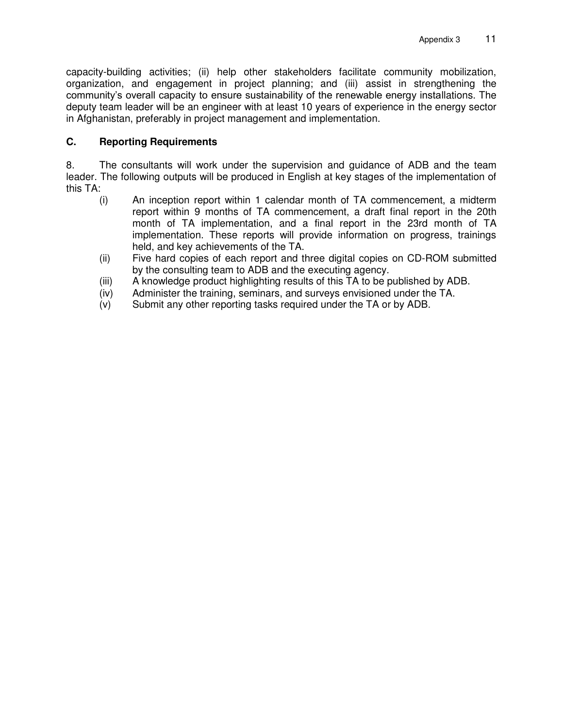capacity-building activities; (ii) help other stakeholders facilitate community mobilization, organization, and engagement in project planning; and (iii) assist in strengthening the community's overall capacity to ensure sustainability of the renewable energy installations. The deputy team leader will be an engineer with at least 10 years of experience in the energy sector in Afghanistan, preferably in project management and implementation.

### C. Reporting Requirements

8. The consultants will work under the supervision and guidance of ADB and the team leader. The following outputs will be produced in English at key stages of the implementation of this TA:

(i) An inception report within 1 calendar month of TA commencement, a midterm report within 9 months of TA commencement, a draft final report in the 20th month of TA implementation, and a final report in the 23rd month of TA implementation. These reports will provide information on progress, trainings held, and key achievements of the TA.

(ii) Five hard copies of each report and three digital copies on CD-ROM submitted by the consulting team to ADB and the executing agency.

(iii) A knowledge product highlighting results of this TA to be published by ADB.

(iv) Administer the training, seminars, and surveys envisioned under the TA.

(v) Submit any other reporting tasks required under the TA or by ADB.